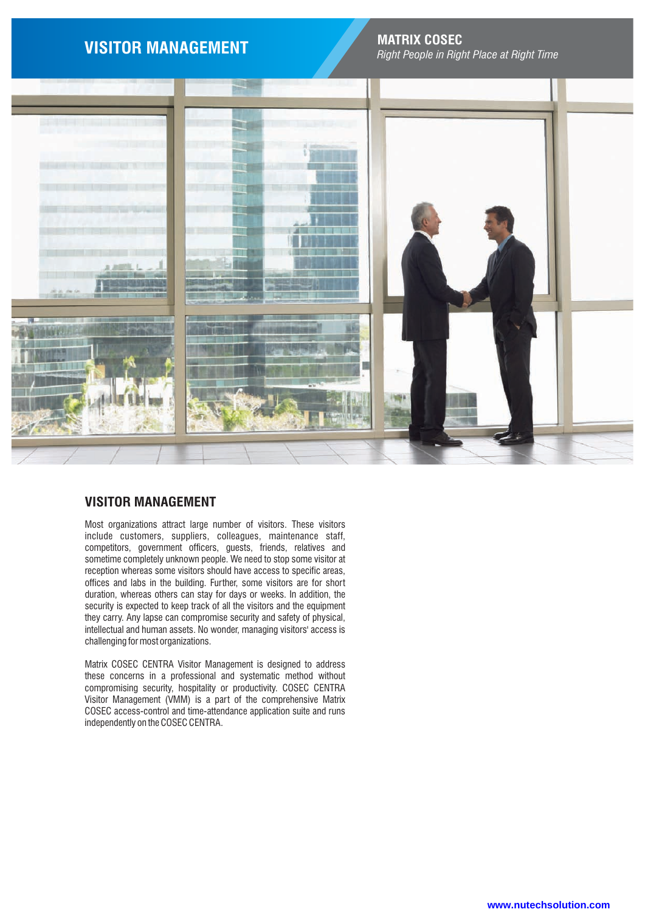# VISITOR MANAGEMENT

**MATRIX COSEC**
*Right People in Right Place at Right Time*

## VISITOR MANAGEMENT

Most organizations attract large number of visitors. These visitors include customers, suppliers, colleagues, maintenance staff, competitors, government officers, guests, friends, relatives and sometime completely unknown people. We need to stop some visitor at reception whereas some visitors should have access to specific areas, offices and labs in the building. Further, some visitors are for short duration, whereas others can stay for days or weeks. In addition, the security is expected to keep track of all the visitors and the equipment they carry. Any lapse can compromise security and safety of physical, intellectual and human assets. No wonder, managing visitors' access is challenging for most organizations.

Matrix COSEC CENTRA Visitor Management is designed to address these concerns in a professional and systematic method without compromising security, hospitality or productivity. COSEC CENTRA Visitor Management (VMM) is a part of the comprehensive Matrix COSEC access-control and time-attendance application suite and runs independently on the COSEC CENTRA.

www.nutechsolution.com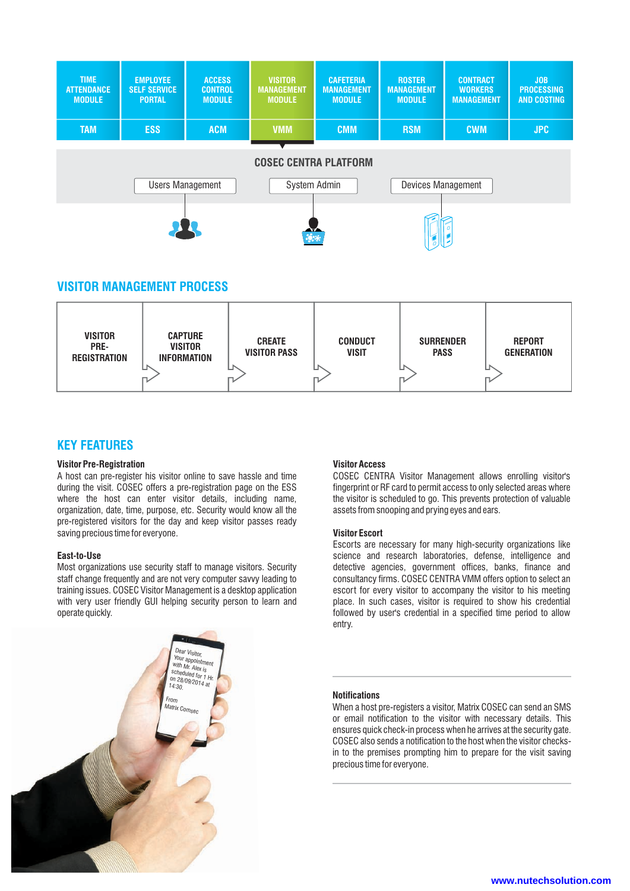| TIME ATTENDANCE MODULE | EMPLOYEE SELF SERVICE PORTAL | ACCESS CONTROL MODULE | VISITOR MANAGEMENT MODULE | CAFETERIA MANAGEMENT MODULE | ROSTER MANAGEMENT MODULE | CONTRACT WORKERS MANAGEMENT | JOB PROCESSING AND COSTING |
|---|---|---|---|---|---|---|---|
| TAM | ESS | ACM | VMM | CMM | RSM | CWM | JPC |

**COSEC CENTRA PLATFORM**

Users Management | System Admin | Devices Management

## VISITOR MANAGEMENT PROCESS

VISITOR PRE-REGISTRATION → CAPTURE VISITOR INFORMATION → CREATE VISITOR PASS → CONDUCT VISIT → SURRENDER PASS → REPORT GENERATION

## KEY FEATURES

**Visitor Pre-Registration**
A host can pre-register his visitor online to save hassle and time during the visit. COSEC offers a pre-registration page on the ESS where the host can enter visitor details, including name, organization, date, time, purpose, etc. Security would know all the pre-registered visitors for the day and keep visitor passes ready saving precious time for everyone.

**East-to-Use**
Most organizations use security staff to manage visitors. Security staff change frequently and are not very computer savvy leading to training issues. COSEC Visitor Management is a desktop application with very user friendly GUI helping security person to learn and operate quickly.

**Visitor Access**
COSEC CENTRA Visitor Management allows enrolling visitor's fingerprint or RF card to permit access to only selected areas where the visitor is scheduled to go. This prevents protection of valuable assets from snooping and prying eyes and ears.

**Visitor Escort**
Escorts are necessary for many high-security organizations like science and research laboratories, defense, intelligence and detective agencies, government offices, banks, finance and consultancy firms. COSEC CENTRA VMM offers option to select an escort for every visitor to accompany the visitor to his meeting place. In such cases, visitor is required to show his credential followed by user's credential in a specified time period to allow entry.

**Notifications**
When a host pre-registers a visitor, Matrix COSEC can send an SMS or email notification to the visitor with necessary details. This ensures quick check-in process when he arrives at the security gate. COSEC also sends a notification to the host when the visitor checks-in to the premises prompting him to prepare for the visit saving precious time for everyone.

www.nutechsolution.com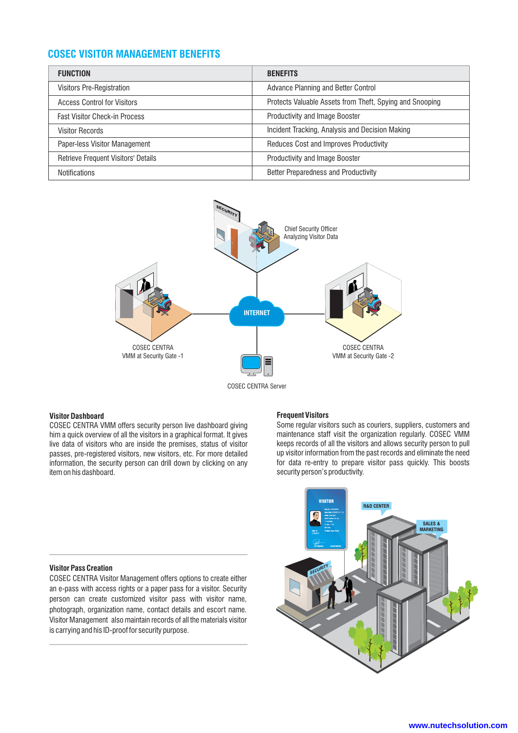## COSEC VISITOR MANAGEMENT BENEFITS

| FUNCTION | BENEFITS |
|---|---|
| Visitors Pre-Registration | Advance Planning and Better Control |
| Access Control for Visitors | Protects Valuable Assets from Theft, Spying and Snooping |
| Fast Visitor Check-in Process | Productivity and Image Booster |
| Visitor Records | Incident Tracking, Analysis and Decision Making |
| Paper-less Visitor Management | Reduces Cost and Improves Productivity |
| Retrieve Frequent Visitors' Details | Productivity and Image Booster |
| Notifications | Better Preparedness and Productivity |

### Visitor Dashboard

COSEC CENTRA VMM offers security person live dashboard giving him a quick overview of all the visitors in a graphical format. It gives live data of visitors who are inside the premises, status of visitor passes, pre-registered visitors, new visitors, etc. For more detailed information, the security person can drill down by clicking on any item on his dashboard.

### Visitor Pass Creation

COSEC CENTRA Visitor Management offers options to create either an e-pass with access rights or a paper pass for a visitor. Security person can create customized visitor pass with visitor name, photograph, organization name, contact details and escort name. Visitor Management also maintain records of all the materials visitor is carrying and his ID-proof for security purpose.

### Frequent Visitors

Some regular visitors such as couriers, suppliers, customers and maintenance staff visit the organization regularly. COSEC VMM keeps records of all the visitors and allows security person to pull up visitor information from the past records and eliminate the need for data re-entry to prepare visitor pass quickly. This boosts security person's productivity.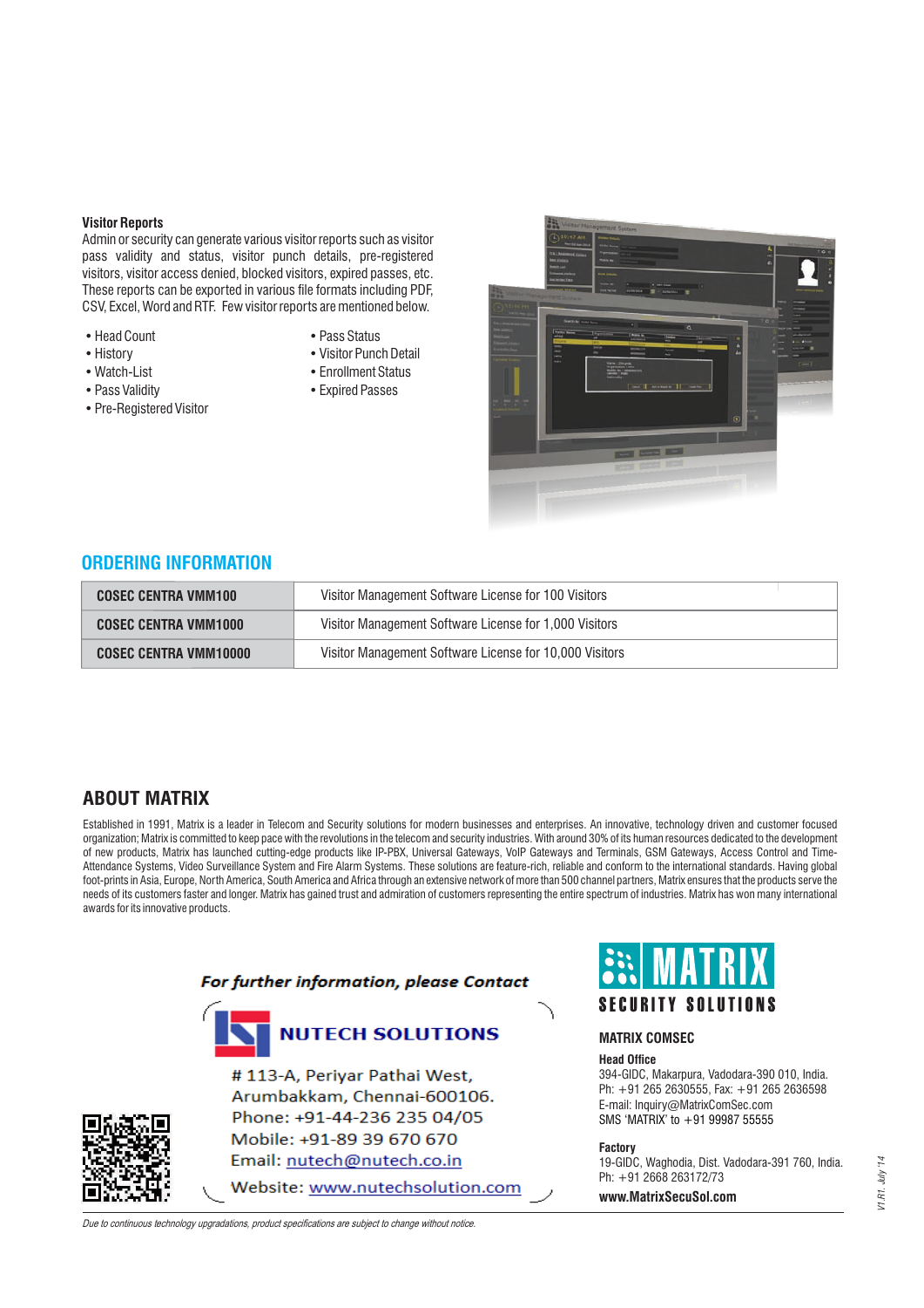### Visitor Reports

Admin or security can generate various visitor reports such as visitor pass validity and status, visitor punch details, pre-registered visitors, visitor access denied, blocked visitors, expired passes, etc. These reports can be exported in various file formats including PDF, CSV, Excel, Word and RTF. Few visitor reports are mentioned below.

- Head Count
- History
- Watch-List
- Pass Validity
- Pre-Registered Visitor
- Pass Status
- Visitor Punch Detail
- Enrollment Status
- Expired Passes

## ORDERING INFORMATION

| | |
|---|---|
| **COSEC CENTRA VMM100** | Visitor Management Software License for 100 Visitors |
| **COSEC CENTRA VMM1000** | Visitor Management Software License for 1,000 Visitors |
| **COSEC CENTRA VMM10000** | Visitor Management Software License for 10,000 Visitors |

## ABOUT MATRIX

Established in 1991, Matrix is a leader in Telecom and Security solutions for modern businesses and enterprises. An innovative, technology driven and customer focused organization; Matrix is committed to keep pace with the revolutions in the telecom and security industries. With around 30% of its human resources dedicated to the development of new products, Matrix has launched cutting-edge products like IP-PBX, Universal Gateways, VoIP Gateways and Terminals, GSM Gateways, Access Control and Time-Attendance Systems, Video Surveillance System and Fire Alarm Systems. These solutions are feature-rich, reliable and conform to the international standards. Having global foot-prints in Asia, Europe, North America, South America and Africa through an extensive network of more than 500 channel partners, Matrix ensures that the products serve the needs of its customers faster and longer. Matrix has gained trust and admiration of customers representing the entire spectrum of industries. Matrix has won many international awards for its innovative products.

*For further information, please Contact*

**NUTECH SOLUTIONS**

# 113-A, Periyar Pathai West,
Arumbakkam, Chennai-600106.
Phone: +91-44-236 235 04/05
Mobile: +91-89 39 670 670
Email: nutech@nutech.co.in
Website: www.nutechsolution.com

**MATRIX**
**SECURITY SOLUTIONS**

**MATRIX COMSEC**

**Head Office**
394-GIDC, Makarpura, Vadodara-390 010, India.
Ph: +91 265 2630555, Fax: +91 265 2636598
E-mail: Inquiry@MatrixComSec.com
SMS 'MATRIX' to +91 99987 55555

**Factory**
19-GIDC, Waghodia, Dist. Vadodara-391 760, India.
Ph: +91 2668 263172/73

**www.MatrixSecuSol.com**

*V1.R1. July 14*

*Due to continuous technology upgradations, product specifications are subject to change without notice.*